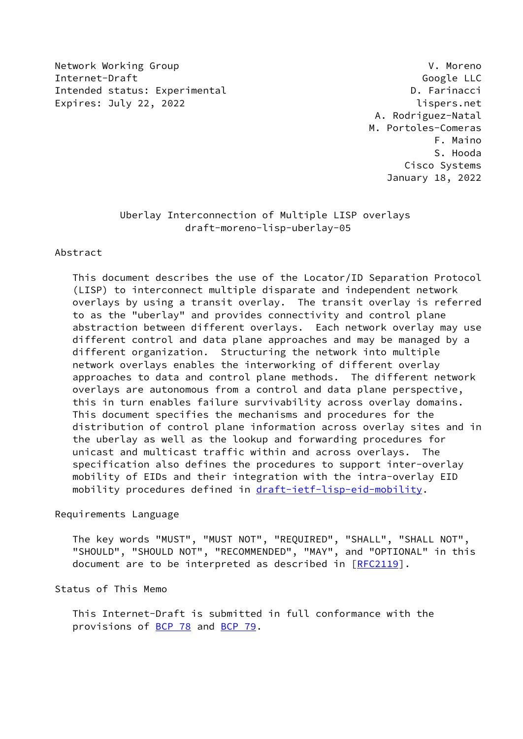Network Working Group — V. Moreno
Internet-Draft — Google LLC
Intended status: Experimental — D. Farinacci
Expires: July 22, 2022 — lispers.net

A. Rodriguez-Natal
M. Portoles-Comeras
F. Maino
S. Hooda
Cisco Systems
January 18, 2022

# Uberlay Interconnection of Multiple LISP overlays
## draft-moreno-lisp-uberlay-05

## Abstract

This document describes the use of the Locator/ID Separation Protocol (LISP) to interconnect multiple disparate and independent network overlays by using a transit overlay. The transit overlay is referred to as the "uberlay" and provides connectivity and control plane abstraction between different overlays. Each network overlay may use different control and data plane approaches and may be managed by a different organization. Structuring the network into multiple network overlays enables the interworking of different overlay approaches to data and control plane methods. The different network overlays are autonomous from a control and data plane perspective, this in turn enables failure survivability across overlay domains. This document specifies the mechanisms and procedures for the distribution of control plane information across overlay sites and in the uberlay as well as the lookup and forwarding procedures for unicast and multicast traffic within and across overlays. The specification also defines the procedures to support inter-overlay mobility of EIDs and their integration with the intra-overlay EID mobility procedures defined in draft-ietf-lisp-eid-mobility.

## Requirements Language

The key words "MUST", "MUST NOT", "REQUIRED", "SHALL", "SHALL NOT", "SHOULD", "SHOULD NOT", "RECOMMENDED", "MAY", and "OPTIONAL" in this document are to be interpreted as described in [RFC2119].

## Status of This Memo

This Internet-Draft is submitted in full conformance with the provisions of BCP 78 and BCP 79.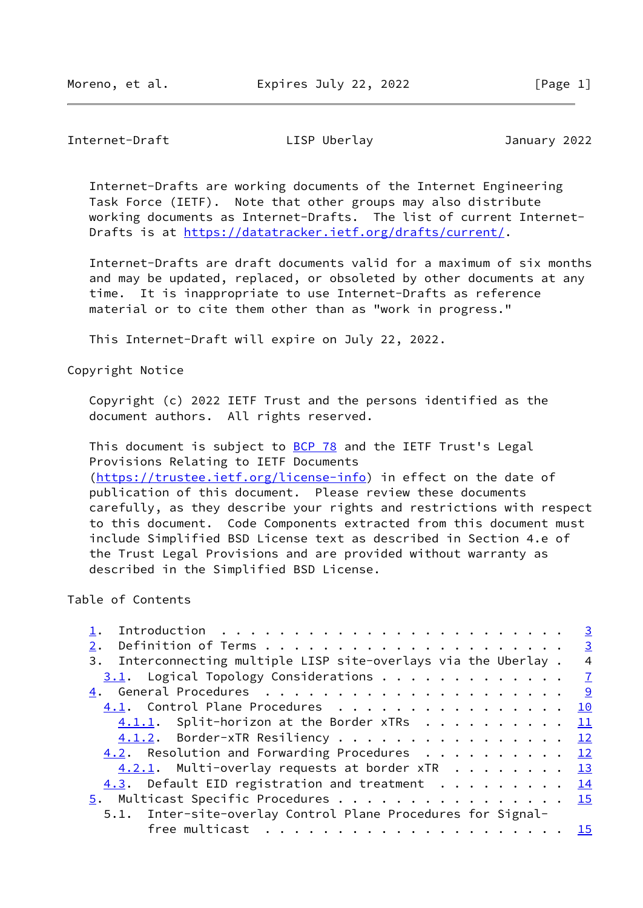Internet-Drafts are working documents of the Internet Engineering Task Force (IETF). Note that other groups may also distribute working documents as Internet-Drafts. The list of current Internet-Drafts is at https://datatracker.ietf.org/drafts/current/.

Internet-Drafts are draft documents valid for a maximum of six months and may be updated, replaced, or obsoleted by other documents at any time. It is inappropriate to use Internet-Drafts as reference material or to cite them other than as "work in progress."

This Internet-Draft will expire on July 22, 2022.

## Copyright Notice

Copyright (c) 2022 IETF Trust and the persons identified as the document authors. All rights reserved.

This document is subject to BCP 78 and the IETF Trust's Legal Provisions Relating to IETF Documents (https://trustee.ietf.org/license-info) in effect on the date of publication of this document. Please review these documents carefully, as they describe your rights and restrictions with respect to this document. Code Components extracted from this document must include Simplified BSD License text as described in Section 4.e of the Trust Legal Provisions and are provided without warranty as described in the Simplified BSD License.

## Table of Contents

```
   1.  Introduction . . . . . . . . . . . . . . . . . . . . . . . .   3
   2.  Definition of Terms . . . . . . . . . . . . . . . . . . . . .   3
   3.  Interconnecting multiple LISP site-overlays via the Uberlay .   4
     3.1.  Logical Topology Considerations . . . . . . . . . . . . .   7
   4.  General Procedures  . . . . . . . . . . . . . . . . . . . . .   9
     4.1.  Control Plane Procedures  . . . . . . . . . . . . . . . .  10
       4.1.1.  Split-horizon at the Border xTRs  . . . . . . . . . .  11
       4.1.2.  Border-xTR Resiliency . . . . . . . . . . . . . . . .  12
     4.2.  Resolution and Forwarding Procedures  . . . . . . . . . .  12
       4.2.1.  Multi-overlay requests at border xTR  . . . . . . . .  13
     4.3.  Default EID registration and treatment  . . . . . . . . .  14
   5.  Multicast Specific Procedures . . . . . . . . . . . . . . . .  15
     5.1.  Inter-site-overlay Control Plane Procedures for Signal-
           free multicast  . . . . . . . . . . . . . . . . . . . . .  15
```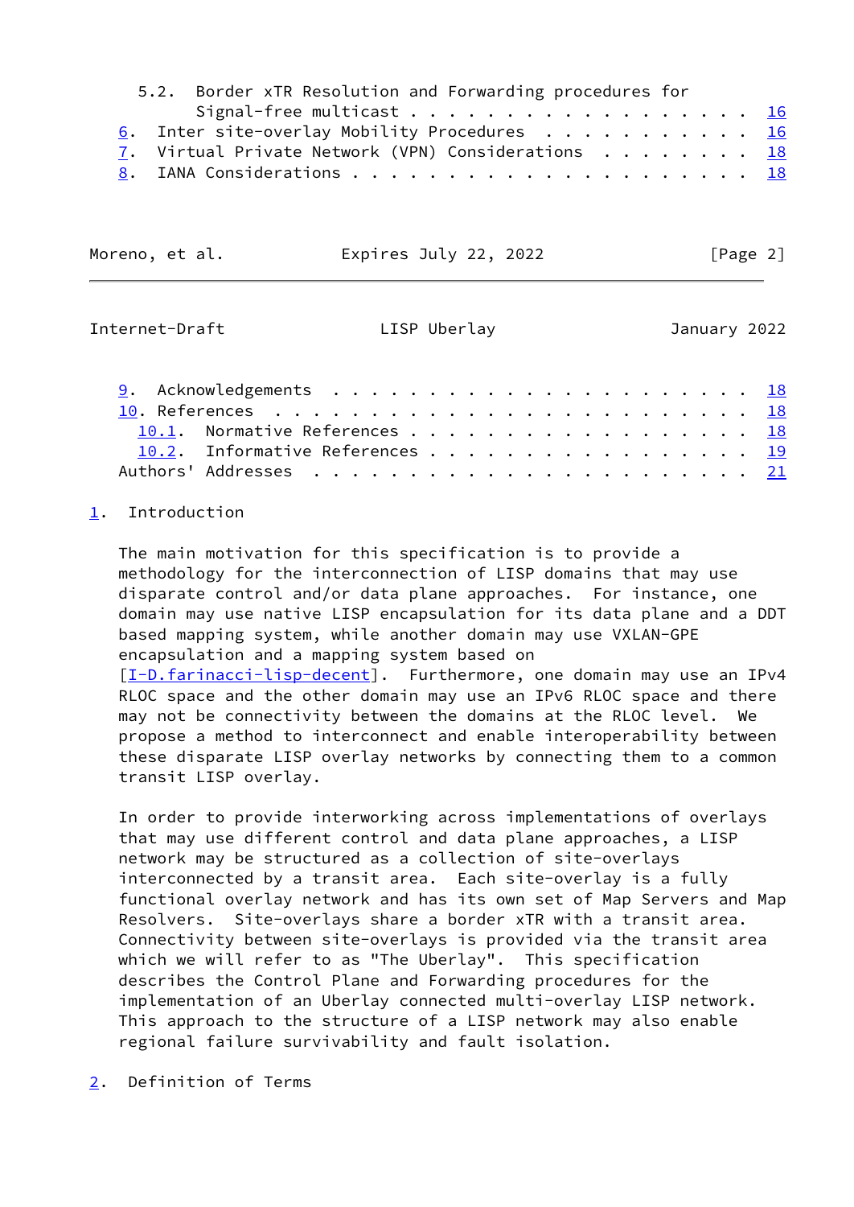5.2. Border xTR Resolution and Forwarding procedures for Signal-free multicast . . . . . . . . . . . . . . . . . . 16
6. Inter site-overlay Mobility Procedures . . . . . . . . . . . 16
7. Virtual Private Network (VPN) Considerations . . . . . . . . 18
8. IANA Considerations . . . . . . . . . . . . . . . . . . . . 18
9. Acknowledgements . . . . . . . . . . . . . . . . . . . . . 18
10. References . . . . . . . . . . . . . . . . . . . . . . . . 18
   10.1. Normative References . . . . . . . . . . . . . . . . . 18
   10.2. Informative References . . . . . . . . . . . . . . . . 19
Authors' Addresses . . . . . . . . . . . . . . . . . . . . . . 21

# 1. Introduction

The main motivation for this specification is to provide a methodology for the interconnection of LISP domains that may use disparate control and/or data plane approaches. For instance, one domain may use native LISP encapsulation for its data plane and a DDT based mapping system, while another domain may use VXLAN-GPE encapsulation and a mapping system based on [I-D.farinacci-lisp-decent]. Furthermore, one domain may use an IPv4 RLOC space and the other domain may use an IPv6 RLOC space and there may not be connectivity between the domains at the RLOC level. We propose a method to interconnect and enable interoperability between these disparate LISP overlay networks by connecting them to a common transit LISP overlay.

In order to provide interworking across implementations of overlays that may use different control and data plane approaches, a LISP network may be structured as a collection of site-overlays interconnected by a transit area. Each site-overlay is a fully functional overlay network and has its own set of Map Servers and Map Resolvers. Site-overlays share a border xTR with a transit area. Connectivity between site-overlays is provided via the transit area which we will refer to as "The Uberlay". This specification describes the Control Plane and Forwarding procedures for the implementation of an Uberlay connected multi-overlay LISP network. This approach to the structure of a LISP network may also enable regional failure survivability and fault isolation.

# 2. Definition of Terms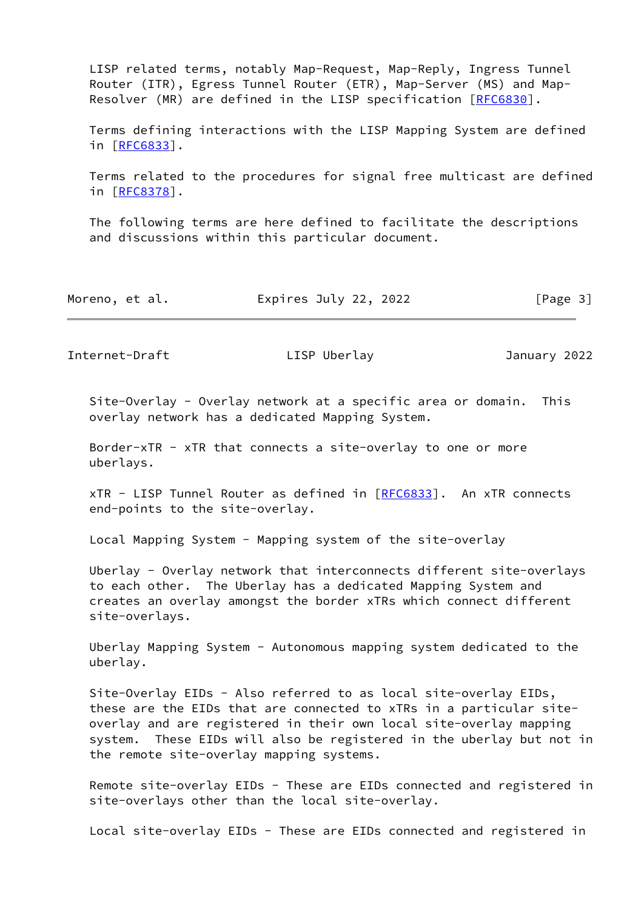LISP related terms, notably Map-Request, Map-Reply, Ingress Tunnel Router (ITR), Egress Tunnel Router (ETR), Map-Server (MS) and Map-Resolver (MR) are defined in the LISP specification [RFC6830].

Terms defining interactions with the LISP Mapping System are defined in [RFC6833].

Terms related to the procedures for signal free multicast are defined in [RFC8378].

The following terms are here defined to facilitate the descriptions and discussions within this particular document.

Site-Overlay - Overlay network at a specific area or domain. This overlay network has a dedicated Mapping System.

Border-xTR - xTR that connects a site-overlay to one or more uberlays.

xTR - LISP Tunnel Router as defined in [RFC6833]. An xTR connects end-points to the site-overlay.

Local Mapping System - Mapping system of the site-overlay

Uberlay - Overlay network that interconnects different site-overlays to each other. The Uberlay has a dedicated Mapping System and creates an overlay amongst the border xTRs which connect different site-overlays.

Uberlay Mapping System - Autonomous mapping system dedicated to the uberlay.

Site-Overlay EIDs - Also referred to as local site-overlay EIDs, these are the EIDs that are connected to xTRs in a particular site-overlay and are registered in their own local site-overlay mapping system. These EIDs will also be registered in the uberlay but not in the remote site-overlay mapping systems.

Remote site-overlay EIDs - These are EIDs connected and registered in site-overlays other than the local site-overlay.

Local site-overlay EIDs - These are EIDs connected and registered in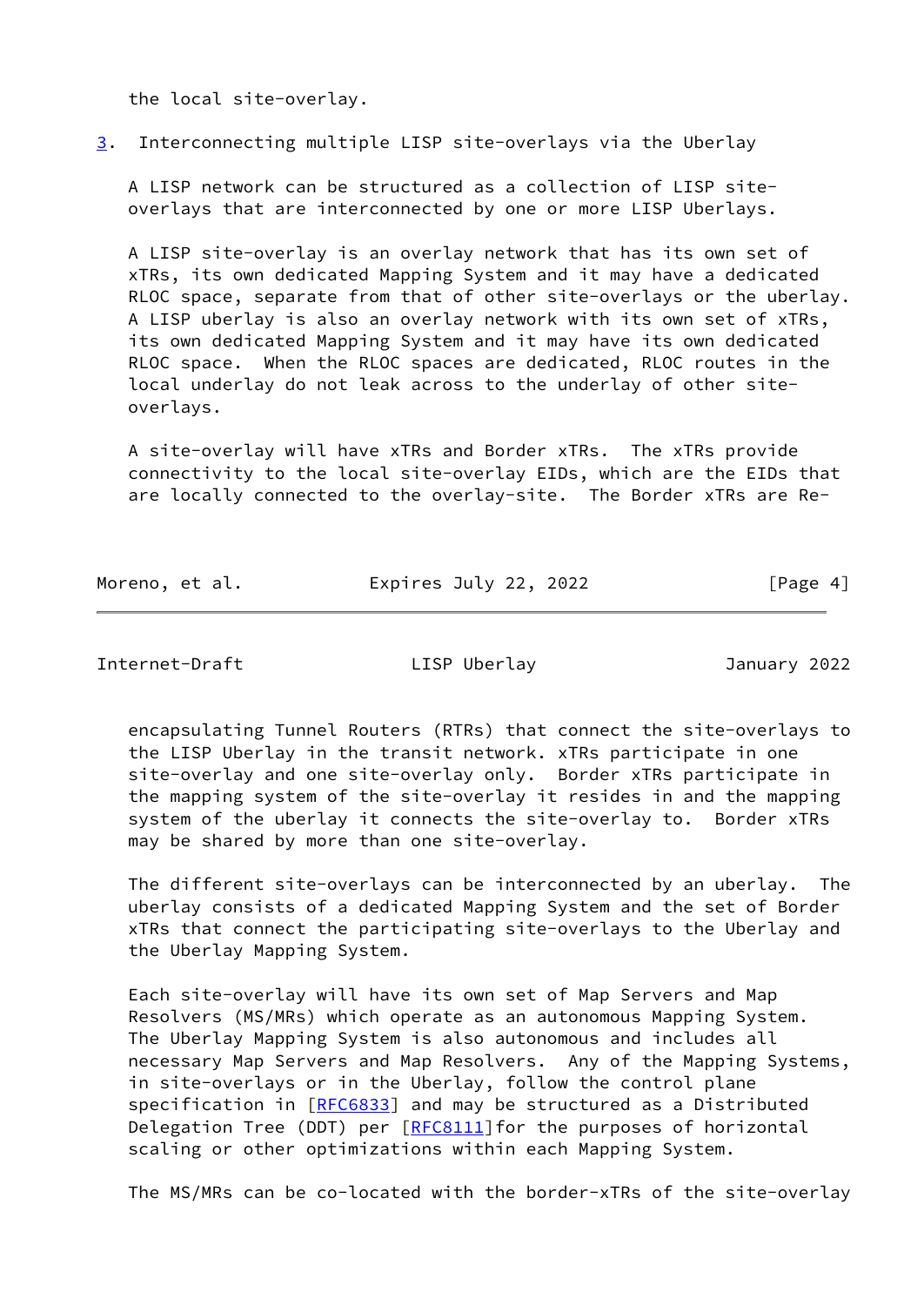the local site-overlay.

## 3. Interconnecting multiple LISP site-overlays via the Uberlay

A LISP network can be structured as a collection of LISP site-overlays that are interconnected by one or more LISP Uberlays.

A LISP site-overlay is an overlay network that has its own set of xTRs, its own dedicated Mapping System and it may have a dedicated RLOC space, separate from that of other site-overlays or the uberlay. A LISP uberlay is also an overlay network with its own set of xTRs, its own dedicated Mapping System and it may have its own dedicated RLOC space. When the RLOC spaces are dedicated, RLOC routes in the local underlay do not leak across to the underlay of other site-overlays.

A site-overlay will have xTRs and Border xTRs. The xTRs provide connectivity to the local site-overlay EIDs, which are the EIDs that are locally connected to the overlay-site. The Border xTRs are Re-encapsulating Tunnel Routers (RTRs) that connect the site-overlays to the LISP Uberlay in the transit network. xTRs participate in one site-overlay and one site-overlay only. Border xTRs participate in the mapping system of the site-overlay it resides in and the mapping system of the uberlay it connects the site-overlay to. Border xTRs may be shared by more than one site-overlay.

The different site-overlays can be interconnected by an uberlay. The uberlay consists of a dedicated Mapping System and the set of Border xTRs that connect the participating site-overlays to the Uberlay and the Uberlay Mapping System.

Each site-overlay will have its own set of Map Servers and Map Resolvers (MS/MRs) which operate as an autonomous Mapping System. The Uberlay Mapping System is also autonomous and includes all necessary Map Servers and Map Resolvers. Any of the Mapping Systems, in site-overlays or in the Uberlay, follow the control plane specification in [RFC6833] and may be structured as a Distributed Delegation Tree (DDT) per [RFC8111]for the purposes of horizontal scaling or other optimizations within each Mapping System.

The MS/MRs can be co-located with the border-xTRs of the site-overlay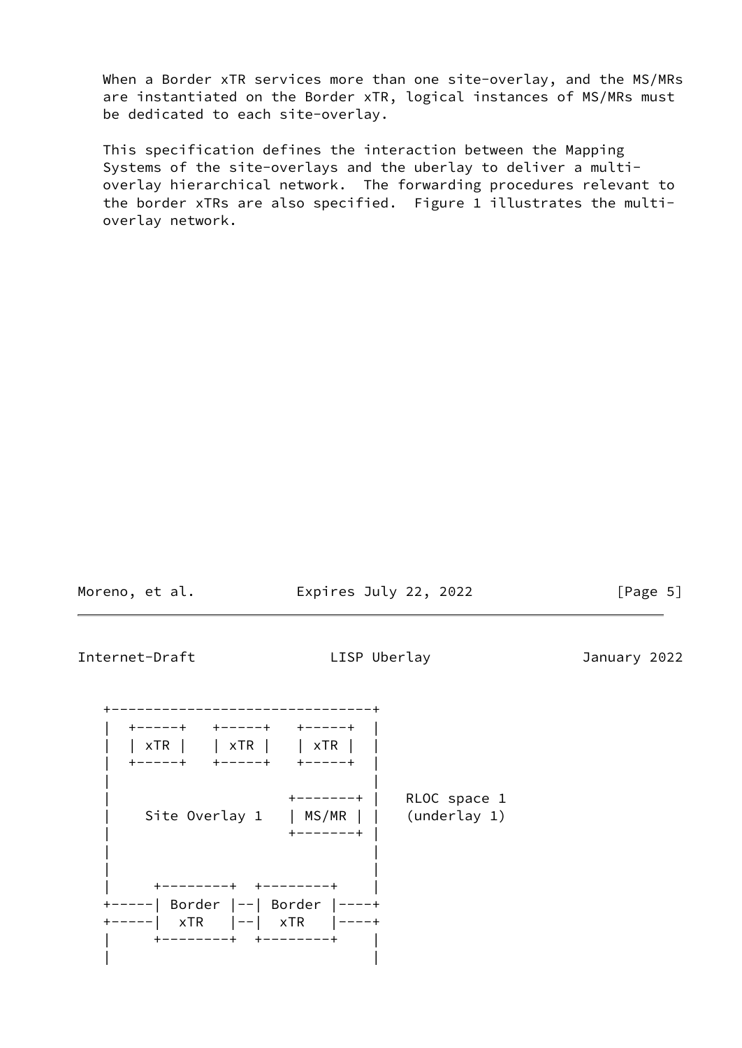When a Border xTR services more than one site-overlay, and the MS/MRs are instantiated on the Border xTR, logical instances of MS/MRs must be dedicated to each site-overlay.

This specification defines the interaction between the Mapping Systems of the site-overlays and the uberlay to deliver a multi-overlay hierarchical network. The forwarding procedures relevant to the border xTRs are also specified. Figure 1 illustrates the multi-overlay network.

```
   +-------------------------------+
   |  +-----+   +-----+   +-----+  |
   |  | xTR |   | xTR |   | xTR |  |
   |  +-----+   +-----+   +-----+  |
   |                               |
   |                     +-------+ |   RLOC space 1
   |    Site Overlay 1   | MS/MR | |   (underlay 1)
   |                     +-------+ |
   |                               |
   |                               |
   |     +--------+  +--------+    |
   +-----| Border |--| Border |----+
   +-----|  xTR   |--|  xTR   |----+
   |     +--------+  +--------+    |
   |                               |
```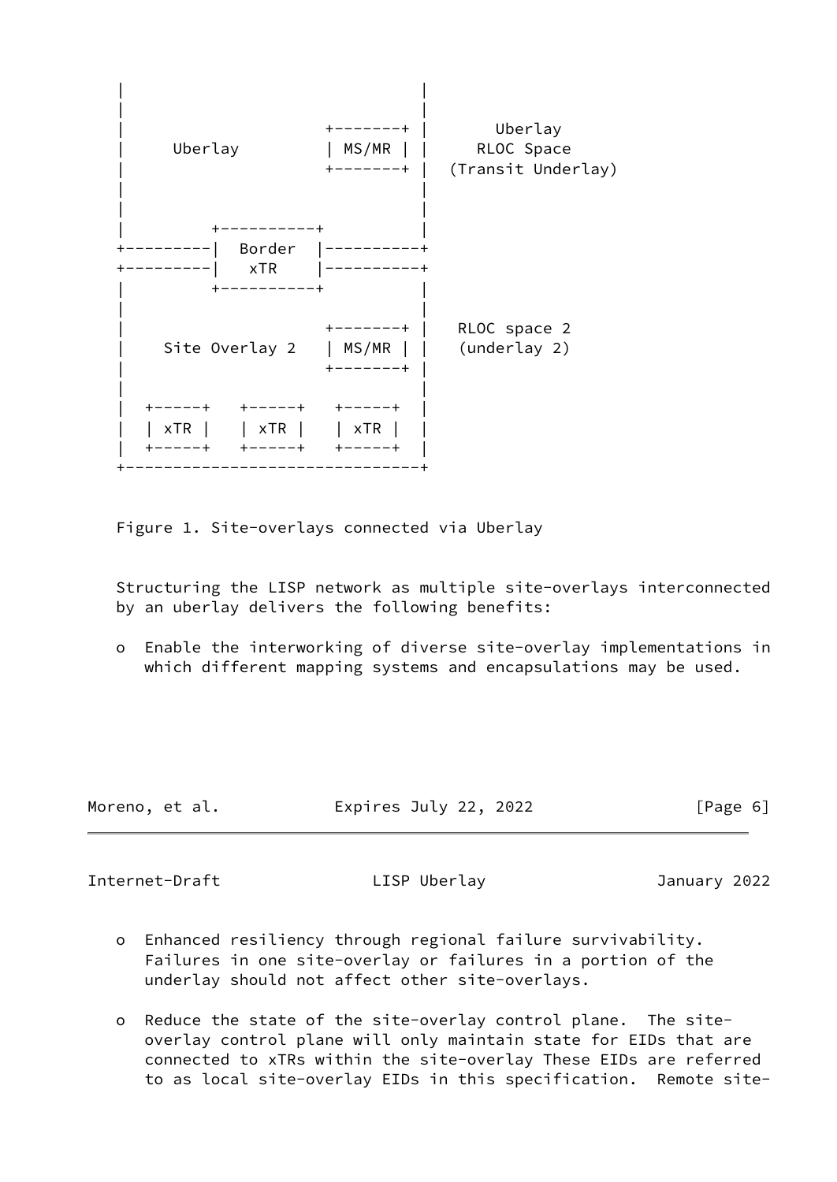```
   |                              |
   |                              |
   |                   +-------+  |       Uberlay
   |     Uberlay       | MS/MR |  |     RLOC Space
   |                   +-------+  |  (Transit Underlay)
   |                              |
   |                              |
   |         +----------+         |
   +---------|  Border  |---------+
   +---------|   xTR    |---------+
   |         +----------+         |
   |                              |
   |                   +-------+  |   RLOC space 2
   |    Site Overlay 2 | MS/MR |  |   (underlay 2)
   |                   +-------+  |
   |                              |
   |  +-----+   +-----+   +-----+ |
   |  | xTR |   | xTR |   | xTR | |
   |  +-----+   +-----+   +-----+ |
   +------------------------------+
```

Figure 1. Site-overlays connected via Uberlay

Structuring the LISP network as multiple site-overlays interconnected by an uberlay delivers the following benefits:

- Enable the interworking of diverse site-overlay implementations in which different mapping systems and encapsulations may be used.

- Enhanced resiliency through regional failure survivability. Failures in one site-overlay or failures in a portion of the underlay should not affect other site-overlays.

- Reduce the state of the site-overlay control plane. The site-overlay control plane will only maintain state for EIDs that are connected to xTRs within the site-overlay These EIDs are referred to as local site-overlay EIDs in this specification. Remote site-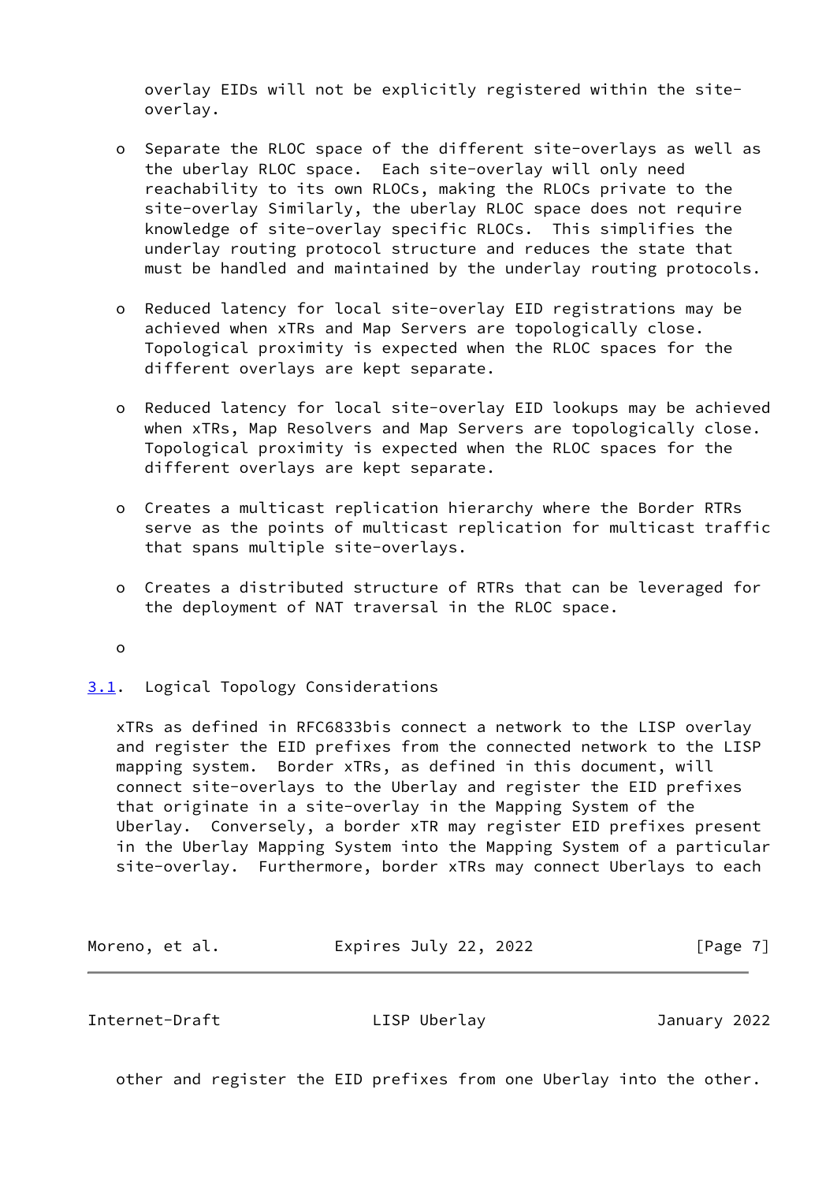overlay EIDs will not be explicitly registered within the site-overlay.

- Separate the RLOC space of the different site-overlays as well as the uberlay RLOC space. Each site-overlay will only need reachability to its own RLOCs, making the RLOCs private to the site-overlay Similarly, the uberlay RLOC space does not require knowledge of site-overlay specific RLOCs. This simplifies the underlay routing protocol structure and reduces the state that must be handled and maintained by the underlay routing protocols.

- Reduced latency for local site-overlay EID registrations may be achieved when xTRs and Map Servers are topologically close. Topological proximity is expected when the RLOC spaces for the different overlays are kept separate.

- Reduced latency for local site-overlay EID lookups may be achieved when xTRs, Map Resolvers and Map Servers are topologically close. Topological proximity is expected when the RLOC spaces for the different overlays are kept separate.

- Creates a multicast replication hierarchy where the Border RTRs serve as the points of multicast replication for multicast traffic that spans multiple site-overlays.

- Creates a distributed structure of RTRs that can be leveraged for the deployment of NAT traversal in the RLOC space.

- 

## 3.1. Logical Topology Considerations

xTRs as defined in RFC6833bis connect a network to the LISP overlay and register the EID prefixes from the connected network to the LISP mapping system. Border xTRs, as defined in this document, will connect site-overlays to the Uberlay and register the EID prefixes that originate in a site-overlay in the Mapping System of the Uberlay. Conversely, a border xTR may register EID prefixes present in the Uberlay Mapping System into the Mapping System of a particular site-overlay. Furthermore, border xTRs may connect Uberlays to each other and register the EID prefixes from one Uberlay into the other.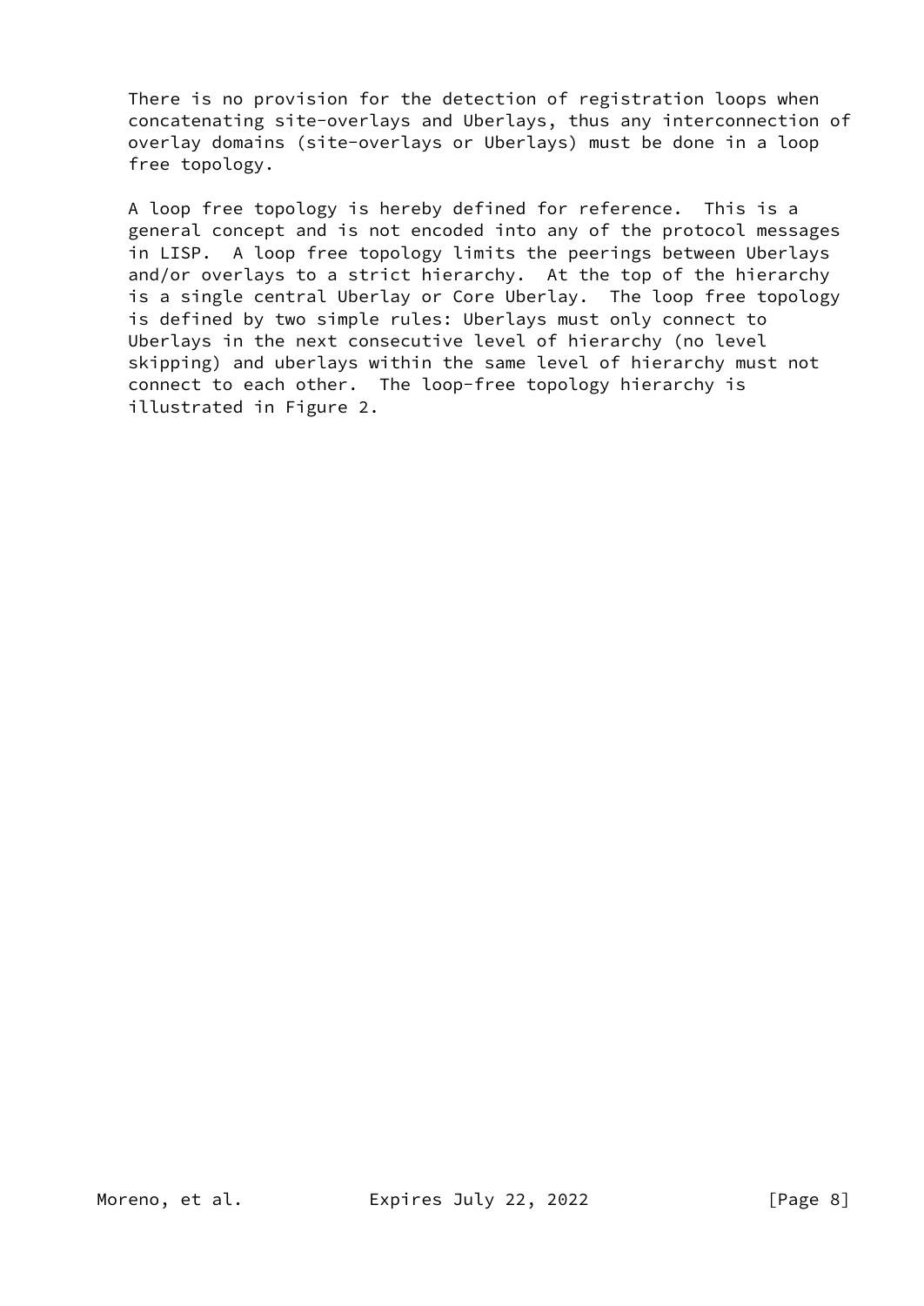There is no provision for the detection of registration loops when concatenating site-overlays and Uberlays, thus any interconnection of overlay domains (site-overlays or Uberlays) must be done in a loop free topology.

A loop free topology is hereby defined for reference. This is a general concept and is not encoded into any of the protocol messages in LISP. A loop free topology limits the peerings between Uberlays and/or overlays to a strict hierarchy. At the top of the hierarchy is a single central Uberlay or Core Uberlay. The loop free topology is defined by two simple rules: Uberlays must only connect to Uberlays in the next consecutive level of hierarchy (no level skipping) and uberlays within the same level of hierarchy must not connect to each other. The loop-free topology hierarchy is illustrated in Figure 2.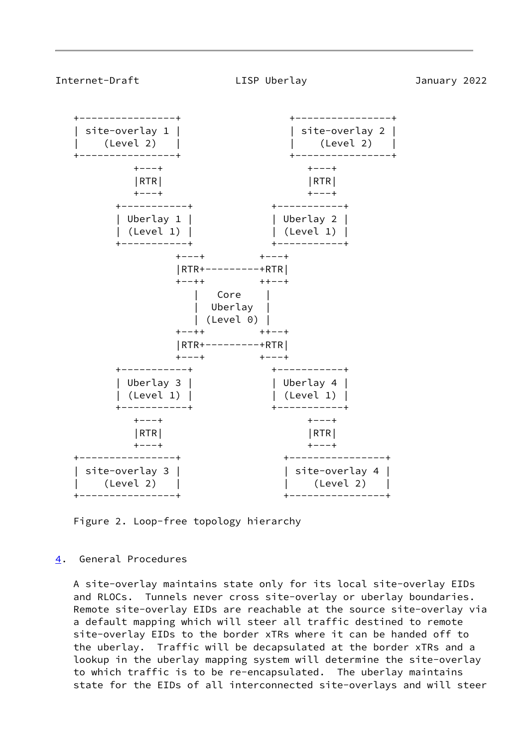```
   +----------------+                 +----------------+
   | site-overlay 1 |                 | site-overlay 2 |
   |    (Level 2)   |                 |    (Level 2)   |
   +----------------+                 +----------------+
          +---+                            +---+
          |RTR|                            |RTR|
          +---+                            +---+
       +-----------+                 +-----------+
       | Uberlay 1 |                 | Uberlay 2 |
       | (Level 1) |                 | (Level 1) |
       +-----------+                 +-----------+
              +---+         +---+
              |RTR+---------+RTR|
              +--++         ++--+
                 |   Core    |
                 |  Uberlay  |
                 | (Level 0) |
              +--++         ++--+
              |RTR+---------+RTR|
              +---+         +---+
       +-----------+                 +-----------+
       | Uberlay 3 |                 | Uberlay 4 |
       | (Level 1) |                 | (Level 1) |
       +-----------+                 +-----------+
          +---+                            +---+
          |RTR|                            |RTR|
          +---+                            +---+
   +----------------+               +----------------+
   | site-overlay 3 |               | site-overlay 4 |
   |    (Level 2)   |               |    (Level 2)   |
   +----------------+               +----------------+
```

Figure 2. Loop-free topology hierarchy

## 4. General Procedures

A site-overlay maintains state only for its local site-overlay EIDs and RLOCs. Tunnels never cross site-overlay or uberlay boundaries. Remote site-overlay EIDs are reachable at the source site-overlay via a default mapping which will steer all traffic destined to remote site-overlay EIDs to the border xTRs where it can be handed off to the uberlay. Traffic will be decapsulated at the border xTRs and a lookup in the uberlay mapping system will determine the site-overlay to which traffic is to be re-encapsulated. The uberlay maintains state for the EIDs of all interconnected site-overlays and will steer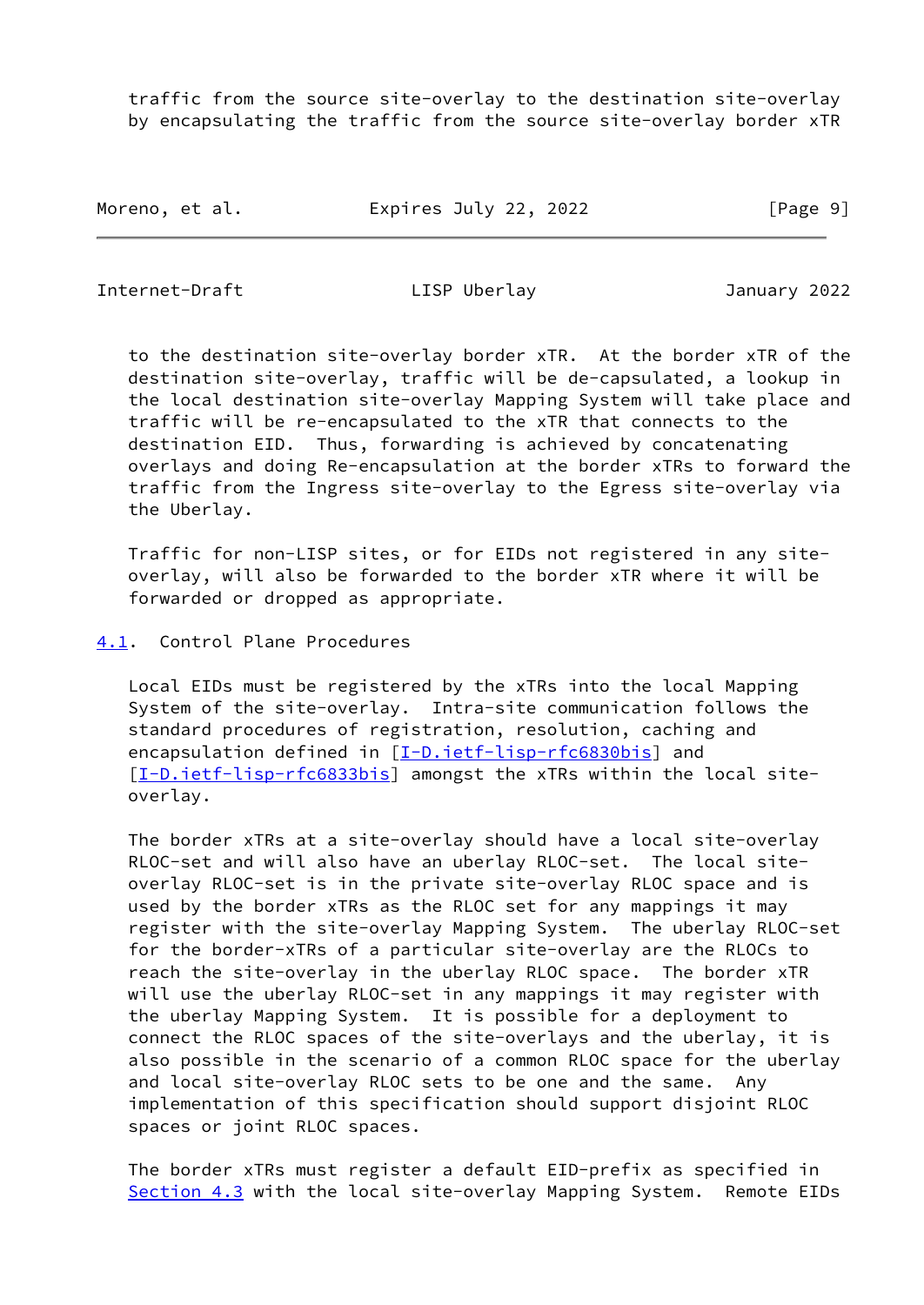traffic from the source site-overlay to the destination site-overlay by encapsulating the traffic from the source site-overlay border xTR to the destination site-overlay border xTR. At the border xTR of the destination site-overlay, traffic will be de-capsulated, a lookup in the local destination site-overlay Mapping System will take place and traffic will be re-encapsulated to the xTR that connects to the destination EID. Thus, forwarding is achieved by concatenating overlays and doing Re-encapsulation at the border xTRs to forward the traffic from the Ingress site-overlay to the Egress site-overlay via the Uberlay.

Traffic for non-LISP sites, or for EIDs not registered in any site-overlay, will also be forwarded to the border xTR where it will be forwarded or dropped as appropriate.

### 4.1. Control Plane Procedures

Local EIDs must be registered by the xTRs into the local Mapping System of the site-overlay. Intra-site communication follows the standard procedures of registration, resolution, caching and encapsulation defined in [I-D.ietf-lisp-rfc6830bis] and [I-D.ietf-lisp-rfc6833bis] amongst the xTRs within the local site-overlay.

The border xTRs at a site-overlay should have a local site-overlay RLOC-set and will also have an uberlay RLOC-set. The local site-overlay RLOC-set is in the private site-overlay RLOC space and is used by the border xTRs as the RLOC set for any mappings it may register with the site-overlay Mapping System. The uberlay RLOC-set for the border-xTRs of a particular site-overlay are the RLOCs to reach the site-overlay in the uberlay RLOC space. The border xTR will use the uberlay RLOC-set in any mappings it may register with the uberlay Mapping System. It is possible for a deployment to connect the RLOC spaces of the site-overlays and the uberlay, it is also possible in the scenario of a common RLOC space for the uberlay and local site-overlay RLOC sets to be one and the same. Any implementation of this specification should support disjoint RLOC spaces or joint RLOC spaces.

The border xTRs must register a default EID-prefix as specified in Section 4.3 with the local site-overlay Mapping System. Remote EIDs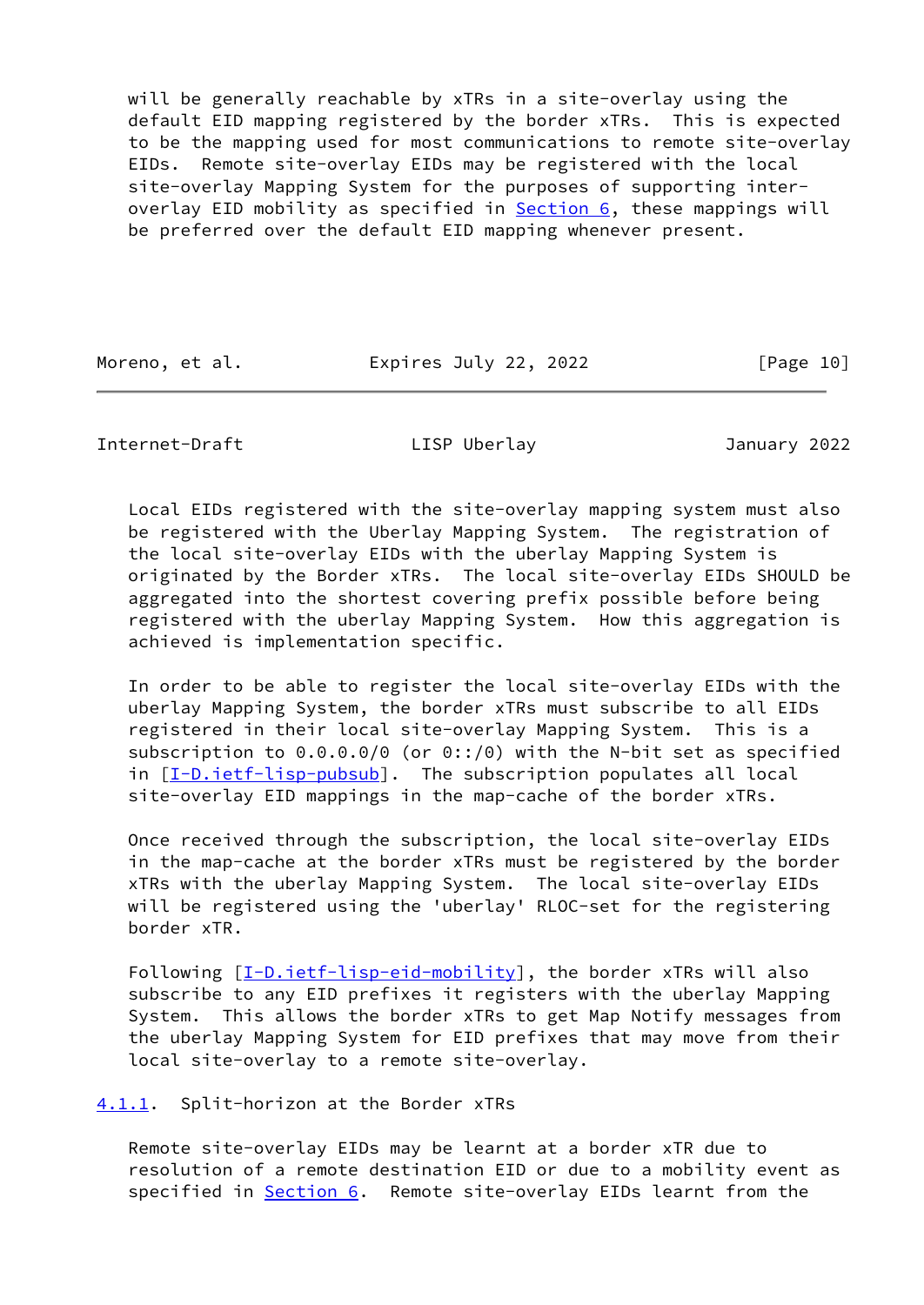will be generally reachable by xTRs in a site-overlay using the default EID mapping registered by the border xTRs. This is expected to be the mapping used for most communications to remote site-overlay EIDs. Remote site-overlay EIDs may be registered with the local site-overlay Mapping System for the purposes of supporting inter-overlay EID mobility as specified in Section 6, these mappings will be preferred over the default EID mapping whenever present.

Local EIDs registered with the site-overlay mapping system must also be registered with the Uberlay Mapping System. The registration of the local site-overlay EIDs with the uberlay Mapping System is originated by the Border xTRs. The local site-overlay EIDs SHOULD be aggregated into the shortest covering prefix possible before being registered with the uberlay Mapping System. How this aggregation is achieved is implementation specific.

In order to be able to register the local site-overlay EIDs with the uberlay Mapping System, the border xTRs must subscribe to all EIDs registered in their local site-overlay Mapping System. This is a subscription to 0.0.0.0/0 (or 0::/0) with the N-bit set as specified in [I-D.ietf-lisp-pubsub]. The subscription populates all local site-overlay EID mappings in the map-cache of the border xTRs.

Once received through the subscription, the local site-overlay EIDs in the map-cache at the border xTRs must be registered by the border xTRs with the uberlay Mapping System. The local site-overlay EIDs will be registered using the 'uberlay' RLOC-set for the registering border xTR.

Following [I-D.ietf-lisp-eid-mobility], the border xTRs will also subscribe to any EID prefixes it registers with the uberlay Mapping System. This allows the border xTRs to get Map Notify messages from the uberlay Mapping System for EID prefixes that may move from their local site-overlay to a remote site-overlay.

#### 4.1.1. Split-horizon at the Border xTRs

Remote site-overlay EIDs may be learnt at a border xTR due to resolution of a remote destination EID or due to a mobility event as specified in Section 6. Remote site-overlay EIDs learnt from the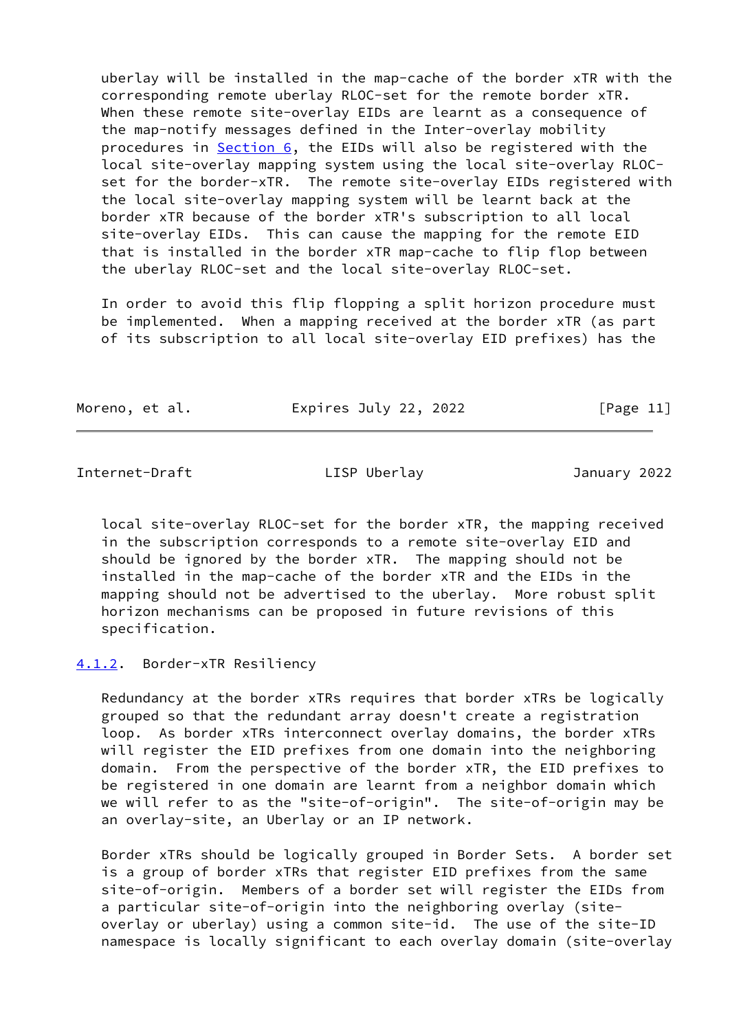uberlay will be installed in the map-cache of the border xTR with the corresponding remote uberlay RLOC-set for the remote border xTR. When these remote site-overlay EIDs are learnt as a consequence of the map-notify messages defined in the Inter-overlay mobility procedures in Section 6, the EIDs will also be registered with the local site-overlay mapping system using the local site-overlay RLOC-set for the border-xTR. The remote site-overlay EIDs registered with the local site-overlay mapping system will be learnt back at the border xTR because of the border xTR's subscription to all local site-overlay EIDs. This can cause the mapping for the remote EID that is installed in the border xTR map-cache to flip flop between the uberlay RLOC-set and the local site-overlay RLOC-set.

In order to avoid this flip flopping a split horizon procedure must be implemented. When a mapping received at the border xTR (as part of its subscription to all local site-overlay EID prefixes) has the local site-overlay RLOC-set for the border xTR, the mapping received in the subscription corresponds to a remote site-overlay EID and should be ignored by the border xTR. The mapping should not be installed in the map-cache of the border xTR and the EIDs in the mapping should not be advertised to the uberlay. More robust split horizon mechanisms can be proposed in future revisions of this specification.

#### 4.1.2. Border-xTR Resiliency

Redundancy at the border xTRs requires that border xTRs be logically grouped so that the redundant array doesn't create a registration loop. As border xTRs interconnect overlay domains, the border xTRs will register the EID prefixes from one domain into the neighboring domain. From the perspective of the border xTR, the EID prefixes to be registered in one domain are learnt from a neighbor domain which we will refer to as the "site-of-origin". The site-of-origin may be an overlay-site, an Uberlay or an IP network.

Border xTRs should be logically grouped in Border Sets. A border set is a group of border xTRs that register EID prefixes from the same site-of-origin. Members of a border set will register the EIDs from a particular site-of-origin into the neighboring overlay (site-overlay or uberlay) using a common site-id. The use of the site-ID namespace is locally significant to each overlay domain (site-overlay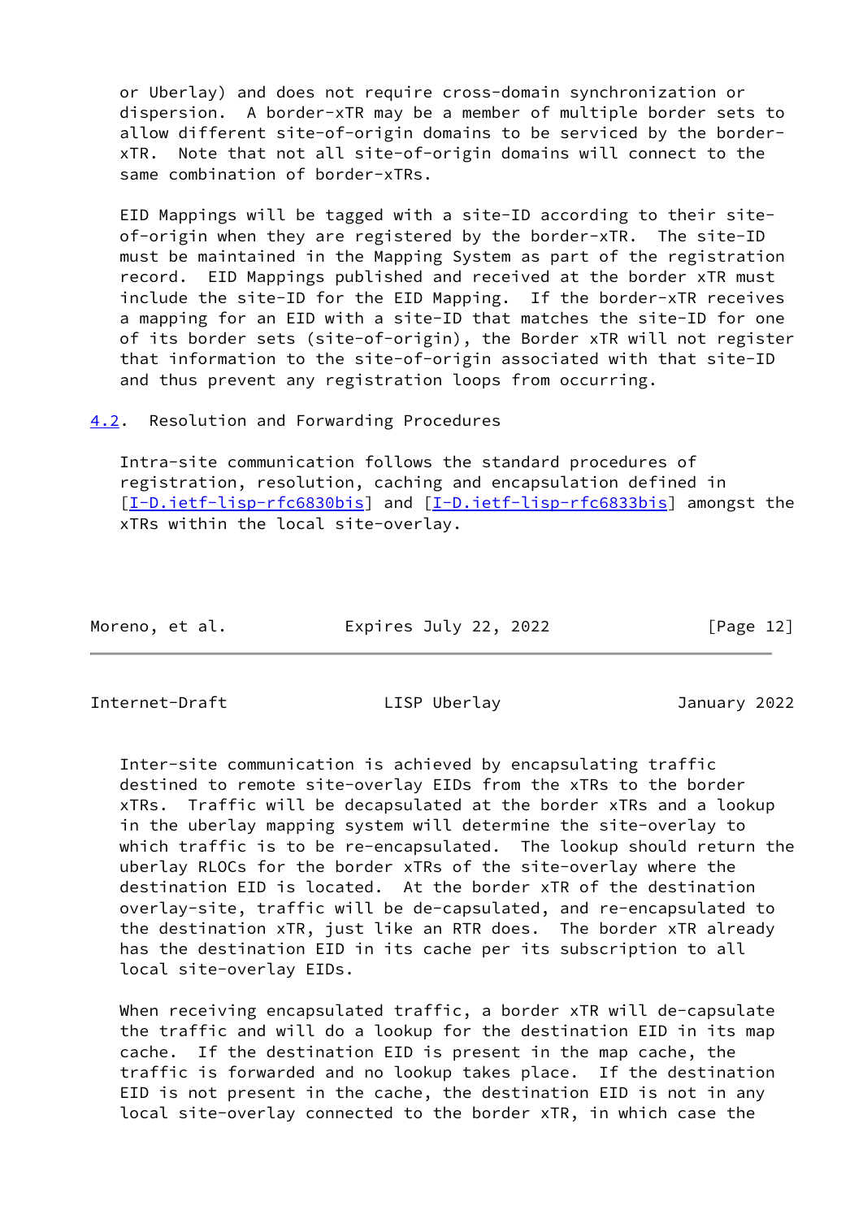or Uberlay) and does not require cross-domain synchronization or dispersion. A border-xTR may be a member of multiple border sets to allow different site-of-origin domains to be serviced by the border-xTR. Note that not all site-of-origin domains will connect to the same combination of border-xTRs.

EID Mappings will be tagged with a site-ID according to their site-of-origin when they are registered by the border-xTR. The site-ID must be maintained in the Mapping System as part of the registration record. EID Mappings published and received at the border xTR must include the site-ID for the EID Mapping. If the border-xTR receives a mapping for an EID with a site-ID that matches the site-ID for one of its border sets (site-of-origin), the Border xTR will not register that information to the site-of-origin associated with that site-ID and thus prevent any registration loops from occurring.

## 4.2. Resolution and Forwarding Procedures

Intra-site communication follows the standard procedures of registration, resolution, caching and encapsulation defined in [I-D.ietf-lisp-rfc6830bis] and [I-D.ietf-lisp-rfc6833bis] amongst the xTRs within the local site-overlay.

Inter-site communication is achieved by encapsulating traffic destined to remote site-overlay EIDs from the xTRs to the border xTRs. Traffic will be decapsulated at the border xTRs and a lookup in the uberlay mapping system will determine the site-overlay to which traffic is to be re-encapsulated. The lookup should return the uberlay RLOCs for the border xTRs of the site-overlay where the destination EID is located. At the border xTR of the destination overlay-site, traffic will be de-capsulated, and re-encapsulated to the destination xTR, just like an RTR does. The border xTR already has the destination EID in its cache per its subscription to all local site-overlay EIDs.

When receiving encapsulated traffic, a border xTR will de-capsulate the traffic and will do a lookup for the destination EID in its map cache. If the destination EID is present in the map cache, the traffic is forwarded and no lookup takes place. If the destination EID is not present in the cache, the destination EID is not in any local site-overlay connected to the border xTR, in which case the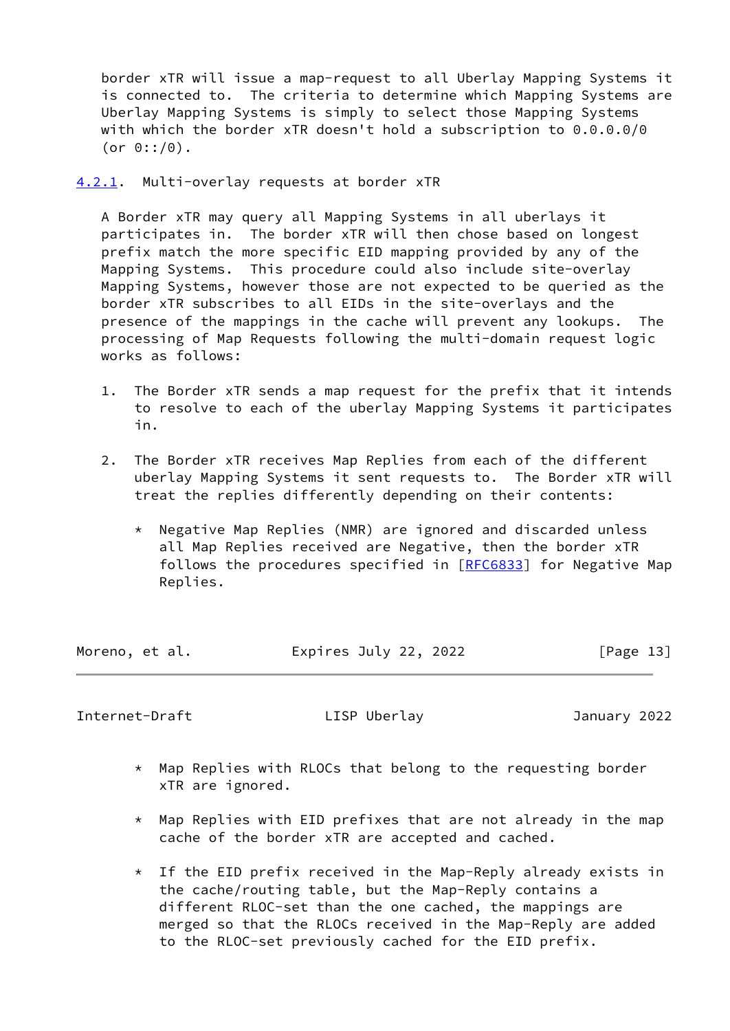border xTR will issue a map-request to all Uberlay Mapping Systems it is connected to. The criteria to determine which Mapping Systems are Uberlay Mapping Systems is simply to select those Mapping Systems with which the border xTR doesn't hold a subscription to 0.0.0.0/0 (or 0::/0).

### 4.2.1. Multi-overlay requests at border xTR

A Border xTR may query all Mapping Systems in all uberlays it participates in. The border xTR will then chose based on longest prefix match the more specific EID mapping provided by any of the Mapping Systems. This procedure could also include site-overlay Mapping Systems, however those are not expected to be queried as the border xTR subscribes to all EIDs in the site-overlays and the presence of the mappings in the cache will prevent any lookups. The processing of Map Requests following the multi-domain request logic works as follows:

1. The Border xTR sends a map request for the prefix that it intends to resolve to each of the uberlay Mapping Systems it participates in.

2. The Border xTR receives Map Replies from each of the different uberlay Mapping Systems it sent requests to. The Border xTR will treat the replies differently depending on their contents:

   * Negative Map Replies (NMR) are ignored and discarded unless all Map Replies received are Negative, then the border xTR follows the procedures specified in [RFC6833] for Negative Map Replies.

   * Map Replies with RLOCs that belong to the requesting border xTR are ignored.

   * Map Replies with EID prefixes that are not already in the map cache of the border xTR are accepted and cached.

   * If the EID prefix received in the Map-Reply already exists in the cache/routing table, but the Map-Reply contains a different RLOC-set than the one cached, the mappings are merged so that the RLOCs received in the Map-Reply are added to the RLOC-set previously cached for the EID prefix.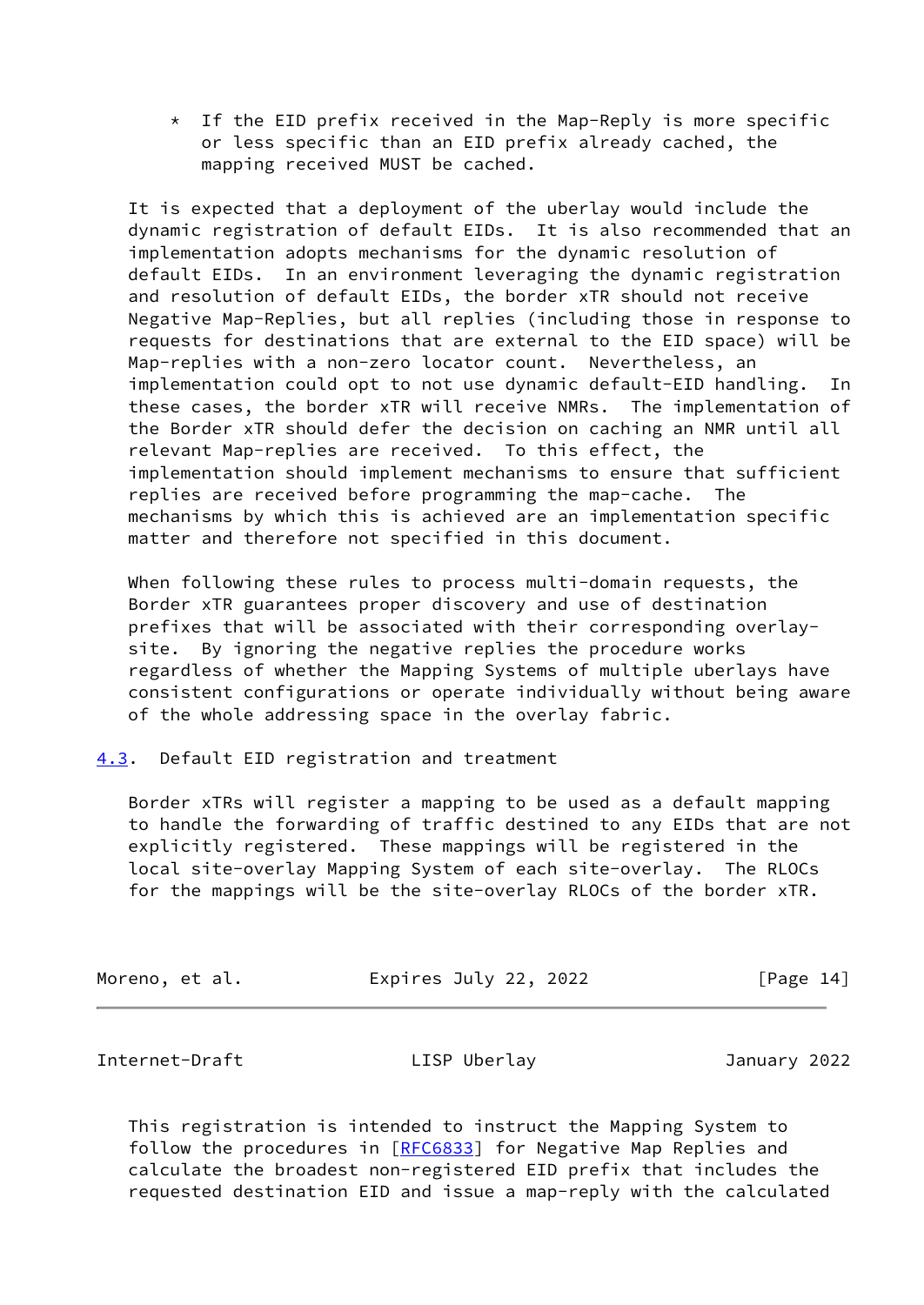* If the EID prefix received in the Map-Reply is more specific or less specific than an EID prefix already cached, the mapping received MUST be cached.

It is expected that a deployment of the uberlay would include the dynamic registration of default EIDs. It is also recommended that an implementation adopts mechanisms for the dynamic resolution of default EIDs. In an environment leveraging the dynamic registration and resolution of default EIDs, the border xTR should not receive Negative Map-Replies, but all replies (including those in response to requests for destinations that are external to the EID space) will be Map-replies with a non-zero locator count. Nevertheless, an implementation could opt to not use dynamic default-EID handling. In these cases, the border xTR will receive NMRs. The implementation of the Border xTR should defer the decision on caching an NMR until all relevant Map-replies are received. To this effect, the implementation should implement mechanisms to ensure that sufficient replies are received before programming the map-cache. The mechanisms by which this is achieved are an implementation specific matter and therefore not specified in this document.

When following these rules to process multi-domain requests, the Border xTR guarantees proper discovery and use of destination prefixes that will be associated with their corresponding overlay-site. By ignoring the negative replies the procedure works regardless of whether the Mapping Systems of multiple uberlays have consistent configurations or operate individually without being aware of the whole addressing space in the overlay fabric.

### 4.3. Default EID registration and treatment

Border xTRs will register a mapping to be used as a default mapping to handle the forwarding of traffic destined to any EIDs that are not explicitly registered. These mappings will be registered in the local site-overlay Mapping System of each site-overlay. The RLOCs for the mappings will be the site-overlay RLOCs of the border xTR.

This registration is intended to instruct the Mapping System to follow the procedures in [RFC6833] for Negative Map Replies and calculate the broadest non-registered EID prefix that includes the requested destination EID and issue a map-reply with the calculated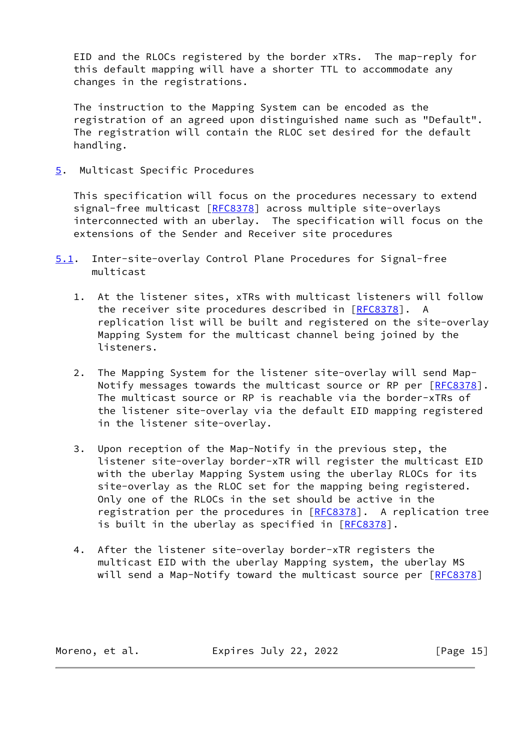EID and the RLOCs registered by the border xTRs. The map-reply for this default mapping will have a shorter TTL to accommodate any changes in the registrations.

The instruction to the Mapping System can be encoded as the registration of an agreed upon distinguished name such as "Default". The registration will contain the RLOC set desired for the default handling.

## 5. Multicast Specific Procedures

This specification will focus on the procedures necessary to extend signal-free multicast [RFC8378] across multiple site-overlays interconnected with an uberlay. The specification will focus on the extensions of the Sender and Receiver site procedures

### 5.1. Inter-site-overlay Control Plane Procedures for Signal-free multicast

1. At the listener sites, xTRs with multicast listeners will follow the receiver site procedures described in [RFC8378]. A replication list will be built and registered on the site-overlay Mapping System for the multicast channel being joined by the listeners.

2. The Mapping System for the listener site-overlay will send Map-Notify messages towards the multicast source or RP per [RFC8378]. The multicast source or RP is reachable via the border-xTRs of the listener site-overlay via the default EID mapping registered in the listener site-overlay.

3. Upon reception of the Map-Notify in the previous step, the listener site-overlay border-xTR will register the multicast EID with the uberlay Mapping System using the uberlay RLOCs for its site-overlay as the RLOC set for the mapping being registered. Only one of the RLOCs in the set should be active in the registration per the procedures in [RFC8378]. A replication tree is built in the uberlay as specified in [RFC8378].

4. After the listener site-overlay border-xTR registers the multicast EID with the uberlay Mapping system, the uberlay MS will send a Map-Notify toward the multicast source per [RFC8378]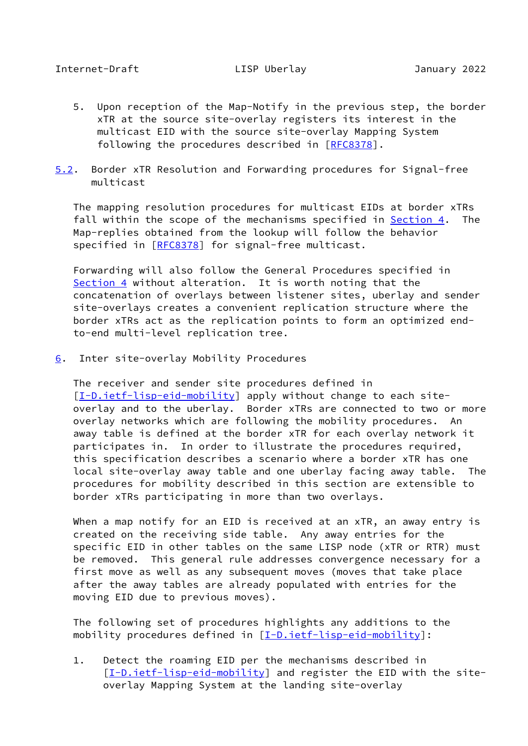5. Upon reception of the Map-Notify in the previous step, the border xTR at the source site-overlay registers its interest in the multicast EID with the source site-overlay Mapping System following the procedures described in [RFC8378].

### 5.2. Border xTR Resolution and Forwarding procedures for Signal-free multicast

The mapping resolution procedures for multicast EIDs at border xTRs fall within the scope of the mechanisms specified in Section 4. The Map-replies obtained from the lookup will follow the behavior specified in [RFC8378] for signal-free multicast.

Forwarding will also follow the General Procedures specified in Section 4 without alteration. It is worth noting that the concatenation of overlays between listener sites, uberlay and sender site-overlays creates a convenient replication structure where the border xTRs act as the replication points to form an optimized end-to-end multi-level replication tree.

## 6. Inter site-overlay Mobility Procedures

The receiver and sender site procedures defined in [I-D.ietf-lisp-eid-mobility] apply without change to each site-overlay and to the uberlay. Border xTRs are connected to two or more overlay networks which are following the mobility procedures. An away table is defined at the border xTR for each overlay network it participates in. In order to illustrate the procedures required, this specification describes a scenario where a border xTR has one local site-overlay away table and one uberlay facing away table. The procedures for mobility described in this section are extensible to border xTRs participating in more than two overlays.

When a map notify for an EID is received at an xTR, an away entry is created on the receiving side table. Any away entries for the specific EID in other tables on the same LISP node (xTR or RTR) must be removed. This general rule addresses convergence necessary for a first move as well as any subsequent moves (moves that take place after the away tables are already populated with entries for the moving EID due to previous moves).

The following set of procedures highlights any additions to the mobility procedures defined in [I-D.ietf-lisp-eid-mobility]:

1. Detect the roaming EID per the mechanisms described in [I-D.ietf-lisp-eid-mobility] and register the EID with the site-overlay Mapping System at the landing site-overlay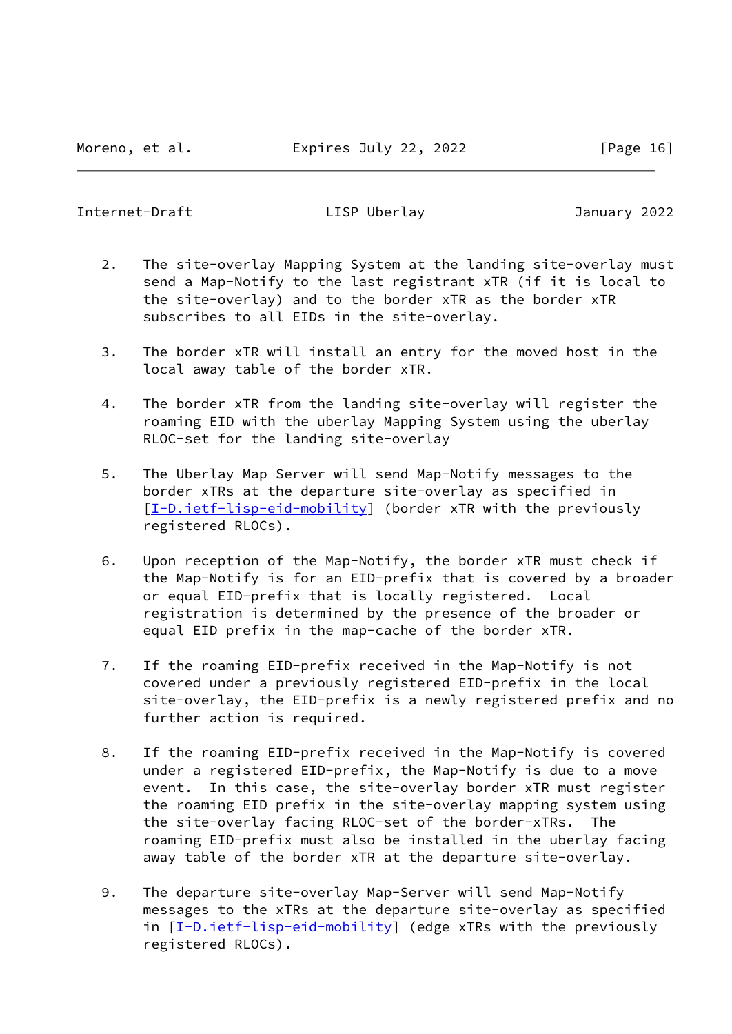2. The site-overlay Mapping System at the landing site-overlay must send a Map-Notify to the last registrant xTR (if it is local to the site-overlay) and to the border xTR as the border xTR subscribes to all EIDs in the site-overlay.

3. The border xTR will install an entry for the moved host in the local away table of the border xTR.

4. The border xTR from the landing site-overlay will register the roaming EID with the uberlay Mapping System using the uberlay RLOC-set for the landing site-overlay

5. The Uberlay Map Server will send Map-Notify messages to the border xTRs at the departure site-overlay as specified in [I-D.ietf-lisp-eid-mobility] (border xTR with the previously registered RLOCs).

6. Upon reception of the Map-Notify, the border xTR must check if the Map-Notify is for an EID-prefix that is covered by a broader or equal EID-prefix that is locally registered. Local registration is determined by the presence of the broader or equal EID prefix in the map-cache of the border xTR.

7. If the roaming EID-prefix received in the Map-Notify is not covered under a previously registered EID-prefix in the local site-overlay, the EID-prefix is a newly registered prefix and no further action is required.

8. If the roaming EID-prefix received in the Map-Notify is covered under a registered EID-prefix, the Map-Notify is due to a move event. In this case, the site-overlay border xTR must register the roaming EID prefix in the site-overlay mapping system using the site-overlay facing RLOC-set of the border-xTRs. The roaming EID-prefix must also be installed in the uberlay facing away table of the border xTR at the departure site-overlay.

9. The departure site-overlay Map-Server will send Map-Notify messages to the xTRs at the departure site-overlay as specified in [I-D.ietf-lisp-eid-mobility] (edge xTRs with the previously registered RLOCs).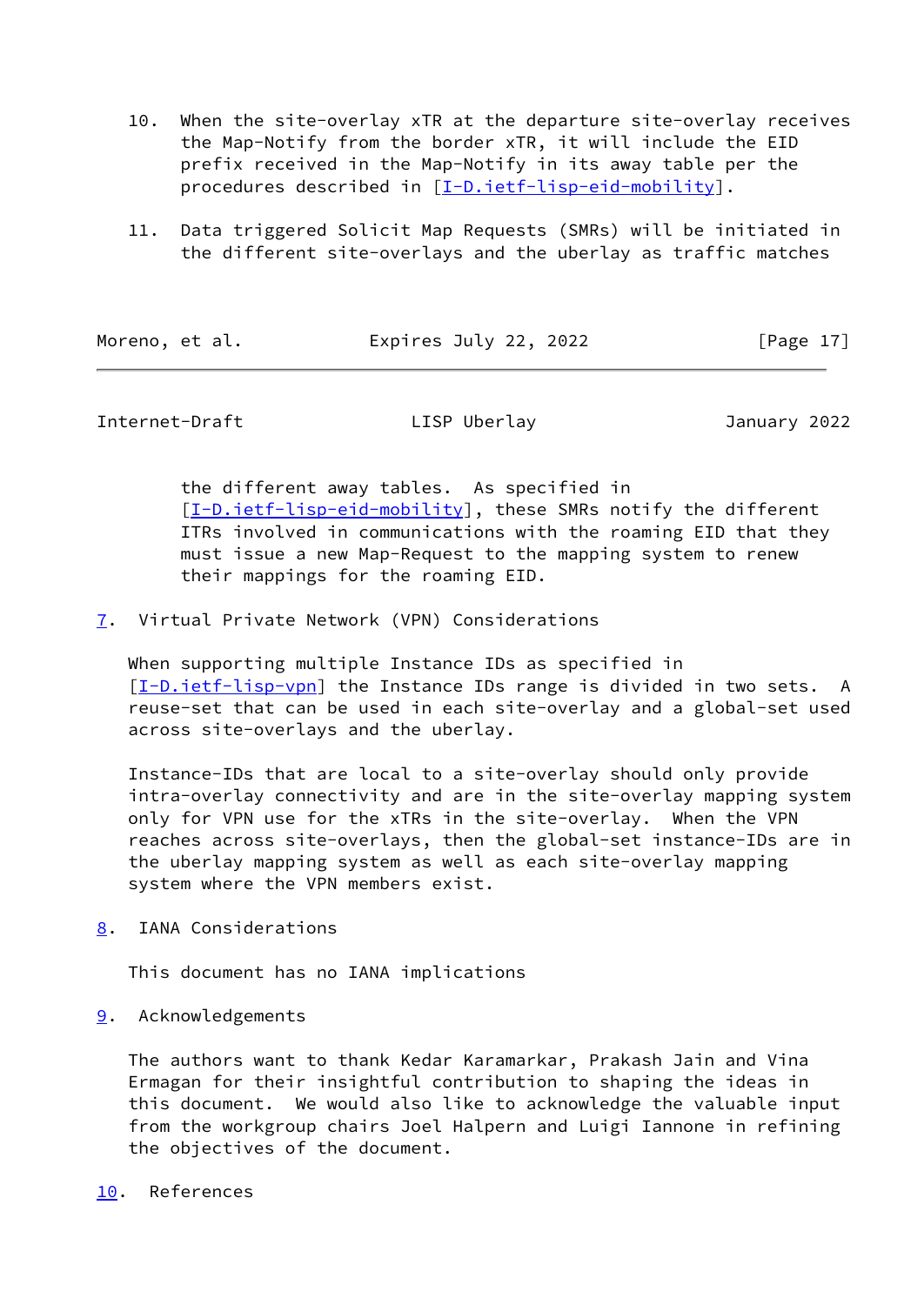10. When the site-overlay xTR at the departure site-overlay receives the Map-Notify from the border xTR, it will include the EID prefix received in the Map-Notify in its away table per the procedures described in [I-D.ietf-lisp-eid-mobility].

11. Data triggered Solicit Map Requests (SMRs) will be initiated in the different site-overlays and the uberlay as traffic matches the different away tables. As specified in [I-D.ietf-lisp-eid-mobility], these SMRs notify the different ITRs involved in communications with the roaming EID that they must issue a new Map-Request to the mapping system to renew their mappings for the roaming EID.

## 7. Virtual Private Network (VPN) Considerations

When supporting multiple Instance IDs as specified in [I-D.ietf-lisp-vpn] the Instance IDs range is divided in two sets. A reuse-set that can be used in each site-overlay and a global-set used across site-overlays and the uberlay.

Instance-IDs that are local to a site-overlay should only provide intra-overlay connectivity and are in the site-overlay mapping system only for VPN use for the xTRs in the site-overlay. When the VPN reaches across site-overlays, then the global-set instance-IDs are in the uberlay mapping system as well as each site-overlay mapping system where the VPN members exist.

## 8. IANA Considerations

This document has no IANA implications

## 9. Acknowledgements

The authors want to thank Kedar Karamarkar, Prakash Jain and Vina Ermagan for their insightful contribution to shaping the ideas in this document. We would also like to acknowledge the valuable input from the workgroup chairs Joel Halpern and Luigi Iannone in refining the objectives of the document.

## 10. References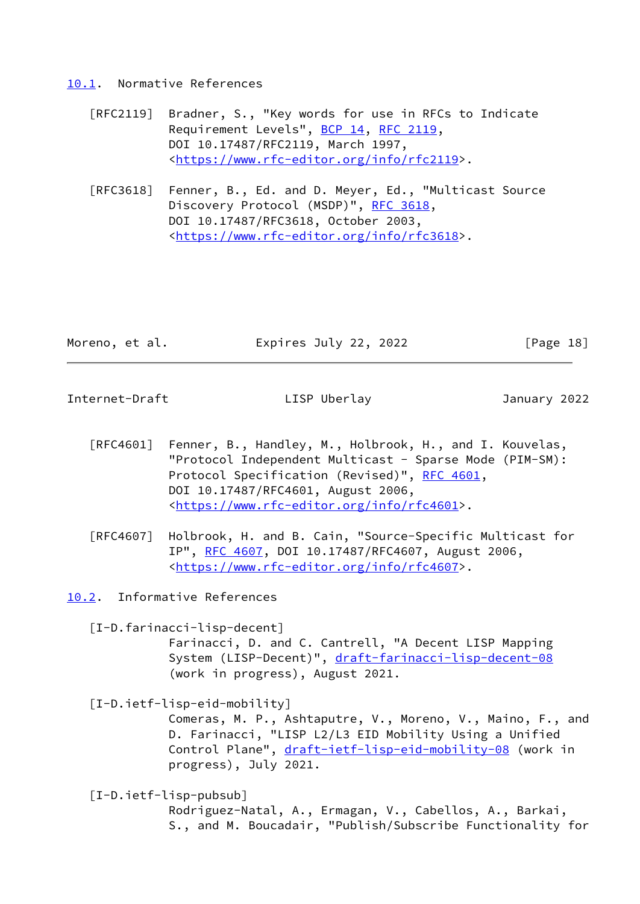## 10.1. Normative References

[RFC2119] Bradner, S., "Key words for use in RFCs to Indicate Requirement Levels", BCP 14, RFC 2119, DOI 10.17487/RFC2119, March 1997, <https://www.rfc-editor.org/info/rfc2119>.

[RFC3618] Fenner, B., Ed. and D. Meyer, Ed., "Multicast Source Discovery Protocol (MSDP)", RFC 3618, DOI 10.17487/RFC3618, October 2003, <https://www.rfc-editor.org/info/rfc3618>.

[RFC4601] Fenner, B., Handley, M., Holbrook, H., and I. Kouvelas, "Protocol Independent Multicast - Sparse Mode (PIM-SM): Protocol Specification (Revised)", RFC 4601, DOI 10.17487/RFC4601, August 2006, <https://www.rfc-editor.org/info/rfc4601>.

[RFC4607] Holbrook, H. and B. Cain, "Source-Specific Multicast for IP", RFC 4607, DOI 10.17487/RFC4607, August 2006, <https://www.rfc-editor.org/info/rfc4607>.

## 10.2. Informative References

[I-D.farinacci-lisp-decent] Farinacci, D. and C. Cantrell, "A Decent LISP Mapping System (LISP-Decent)", draft-farinacci-lisp-decent-08 (work in progress), August 2021.

[I-D.ietf-lisp-eid-mobility] Comeras, M. P., Ashtaputre, V., Moreno, V., Maino, F., and D. Farinacci, "LISP L2/L3 EID Mobility Using a Unified Control Plane", draft-ietf-lisp-eid-mobility-08 (work in progress), July 2021.

[I-D.ietf-lisp-pubsub] Rodriguez-Natal, A., Ermagan, V., Cabellos, A., Barkai, S., and M. Boucadair, "Publish/Subscribe Functionality for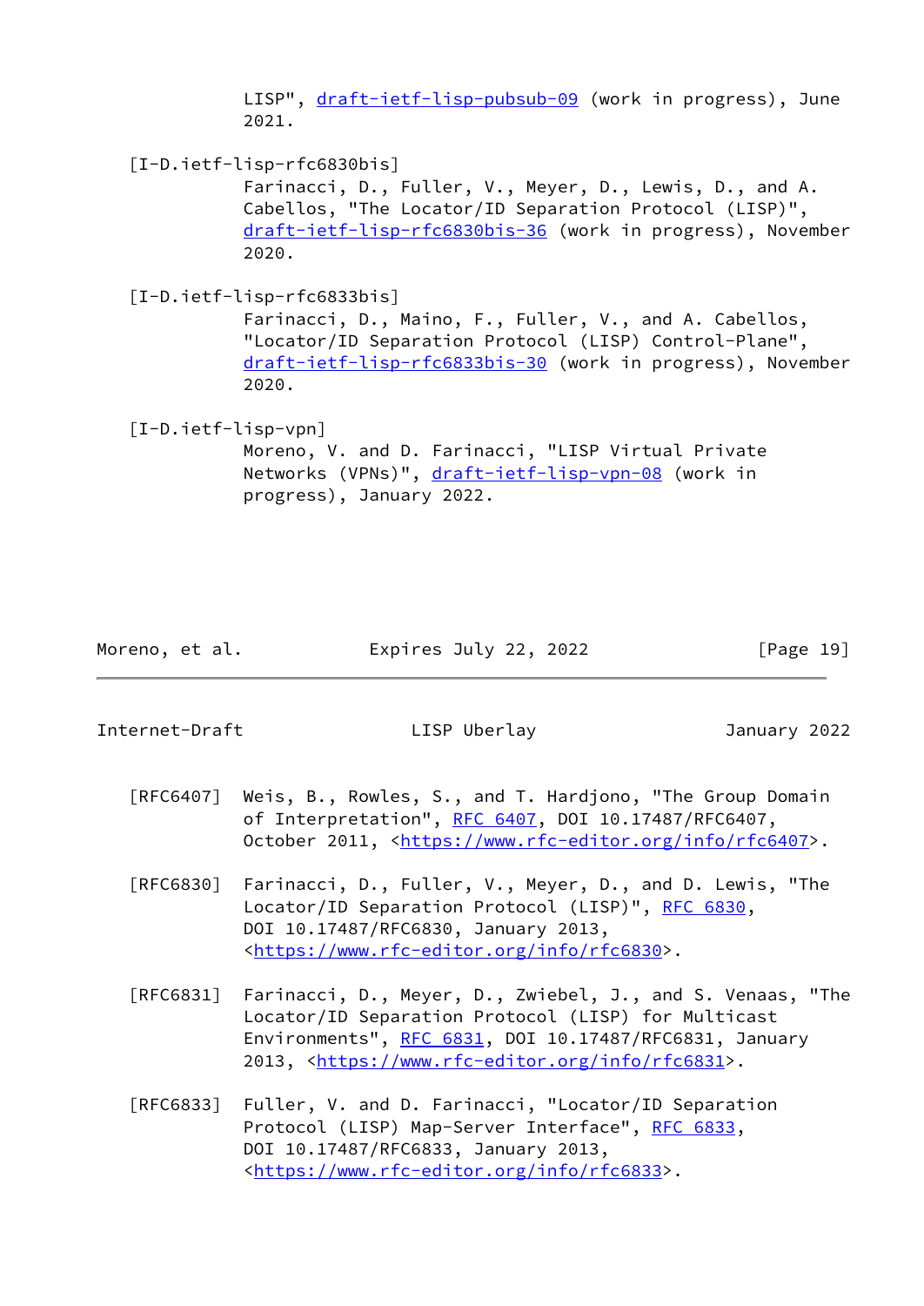LISP", draft-ietf-lisp-pubsub-09 (work in progress), June 2021.

[I-D.ietf-lisp-rfc6830bis]
Farinacci, D., Fuller, V., Meyer, D., Lewis, D., and A. Cabellos, "The Locator/ID Separation Protocol (LISP)", draft-ietf-lisp-rfc6830bis-36 (work in progress), November 2020.

[I-D.ietf-lisp-rfc6833bis]
Farinacci, D., Maino, F., Fuller, V., and A. Cabellos, "Locator/ID Separation Protocol (LISP) Control-Plane", draft-ietf-lisp-rfc6833bis-30 (work in progress), November 2020.

[I-D.ietf-lisp-vpn]
Moreno, V. and D. Farinacci, "LISP Virtual Private Networks (VPNs)", draft-ietf-lisp-vpn-08 (work in progress), January 2022.

[RFC6407] Weis, B., Rowles, S., and T. Hardjono, "The Group Domain of Interpretation", RFC 6407, DOI 10.17487/RFC6407, October 2011, <https://www.rfc-editor.org/info/rfc6407>.

[RFC6830] Farinacci, D., Fuller, V., Meyer, D., and D. Lewis, "The Locator/ID Separation Protocol (LISP)", RFC 6830, DOI 10.17487/RFC6830, January 2013, <https://www.rfc-editor.org/info/rfc6830>.

[RFC6831] Farinacci, D., Meyer, D., Zwiebel, J., and S. Venaas, "The Locator/ID Separation Protocol (LISP) for Multicast Environments", RFC 6831, DOI 10.17487/RFC6831, January 2013, <https://www.rfc-editor.org/info/rfc6831>.

[RFC6833] Fuller, V. and D. Farinacci, "Locator/ID Separation Protocol (LISP) Map-Server Interface", RFC 6833, DOI 10.17487/RFC6833, January 2013, <https://www.rfc-editor.org/info/rfc6833>.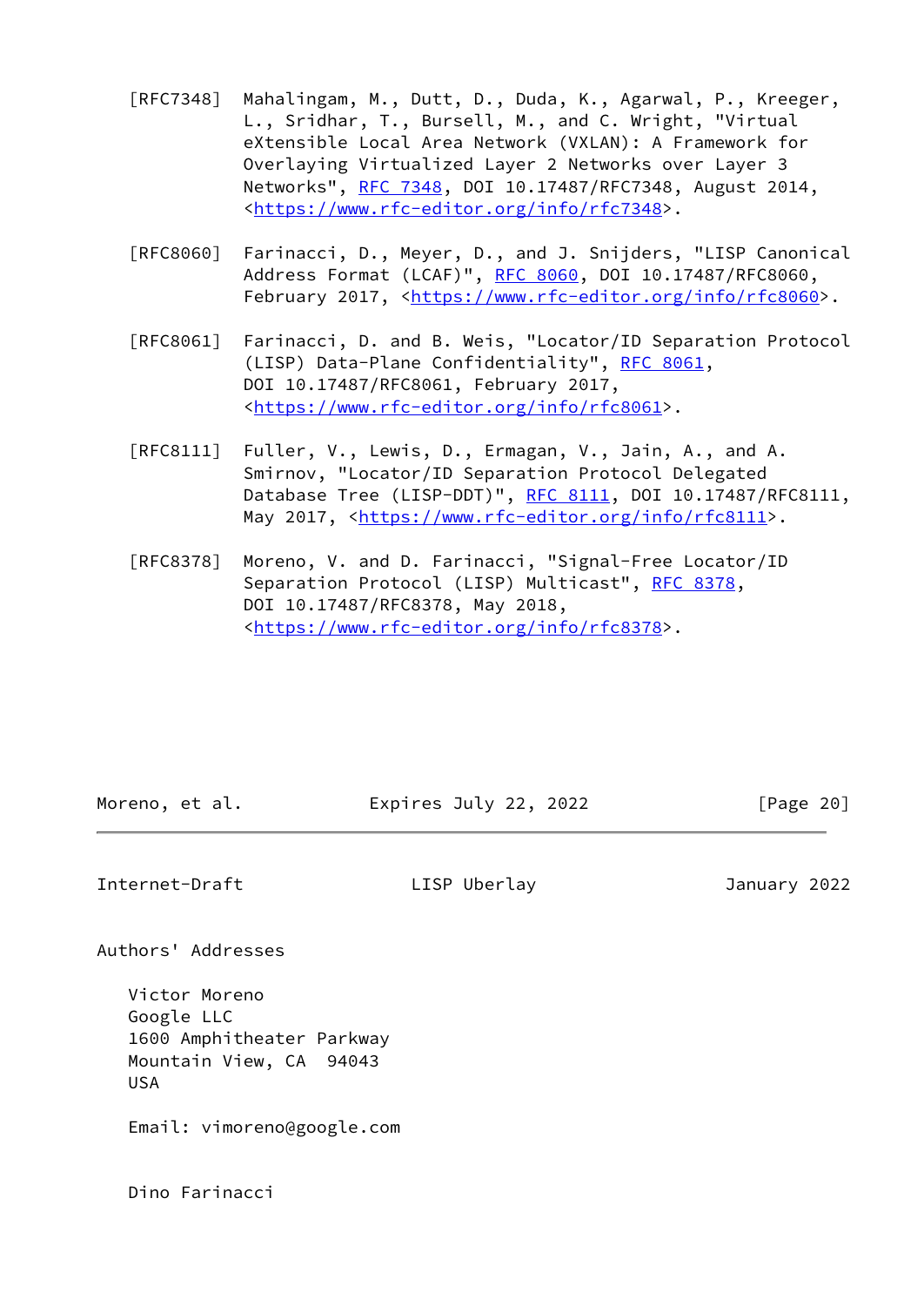[RFC7348] Mahalingam, M., Dutt, D., Duda, K., Agarwal, P., Kreeger, L., Sridhar, T., Bursell, M., and C. Wright, "Virtual eXtensible Local Area Network (VXLAN): A Framework for Overlaying Virtualized Layer 2 Networks over Layer 3 Networks", RFC 7348, DOI 10.17487/RFC7348, August 2014, <https://www.rfc-editor.org/info/rfc7348>.

[RFC8060] Farinacci, D., Meyer, D., and J. Snijders, "LISP Canonical Address Format (LCAF)", RFC 8060, DOI 10.17487/RFC8060, February 2017, <https://www.rfc-editor.org/info/rfc8060>.

[RFC8061] Farinacci, D. and B. Weis, "Locator/ID Separation Protocol (LISP) Data-Plane Confidentiality", RFC 8061, DOI 10.17487/RFC8061, February 2017, <https://www.rfc-editor.org/info/rfc8061>.

[RFC8111] Fuller, V., Lewis, D., Ermagan, V., Jain, A., and A. Smirnov, "Locator/ID Separation Protocol Delegated Database Tree (LISP-DDT)", RFC 8111, DOI 10.17487/RFC8111, May 2017, <https://www.rfc-editor.org/info/rfc8111>.

[RFC8378] Moreno, V. and D. Farinacci, "Signal-Free Locator/ID Separation Protocol (LISP) Multicast", RFC 8378, DOI 10.17487/RFC8378, May 2018, <https://www.rfc-editor.org/info/rfc8378>.

## Authors' Addresses

Victor Moreno
Google LLC
1600 Amphitheater Parkway
Mountain View, CA  94043
USA

Email: vimoreno@google.com

Dino Farinacci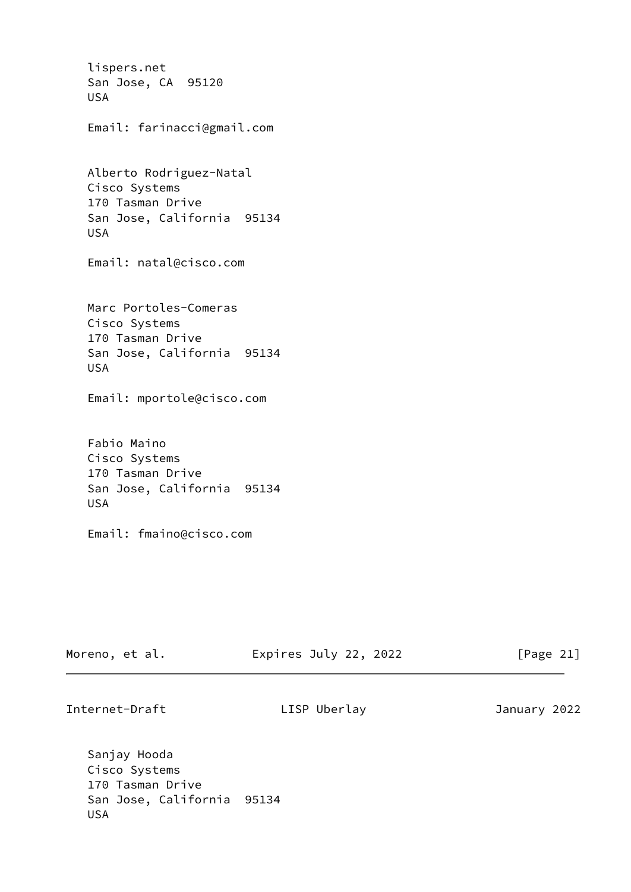lispers.net
San Jose, CA  95120
USA

Email: farinacci@gmail.com

Alberto Rodriguez-Natal
Cisco Systems
170 Tasman Drive
San Jose, California  95134
USA

Email: natal@cisco.com

Marc Portoles-Comeras
Cisco Systems
170 Tasman Drive
San Jose, California  95134
USA

Email: mportole@cisco.com

Fabio Maino
Cisco Systems
170 Tasman Drive
San Jose, California  95134
USA

Email: fmaino@cisco.com

Sanjay Hooda
Cisco Systems
170 Tasman Drive
San Jose, California  95134
USA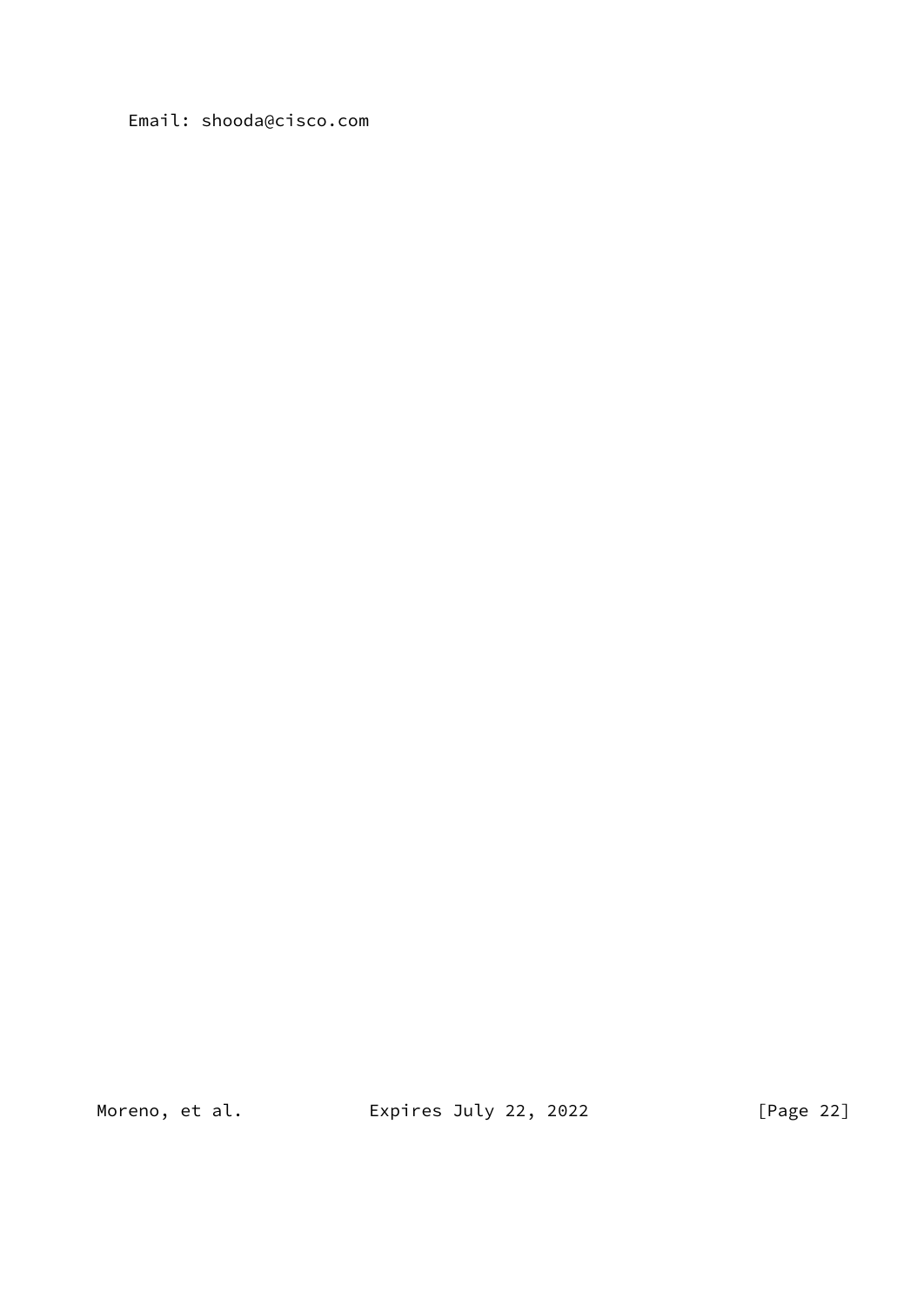Email: shooda@cisco.com